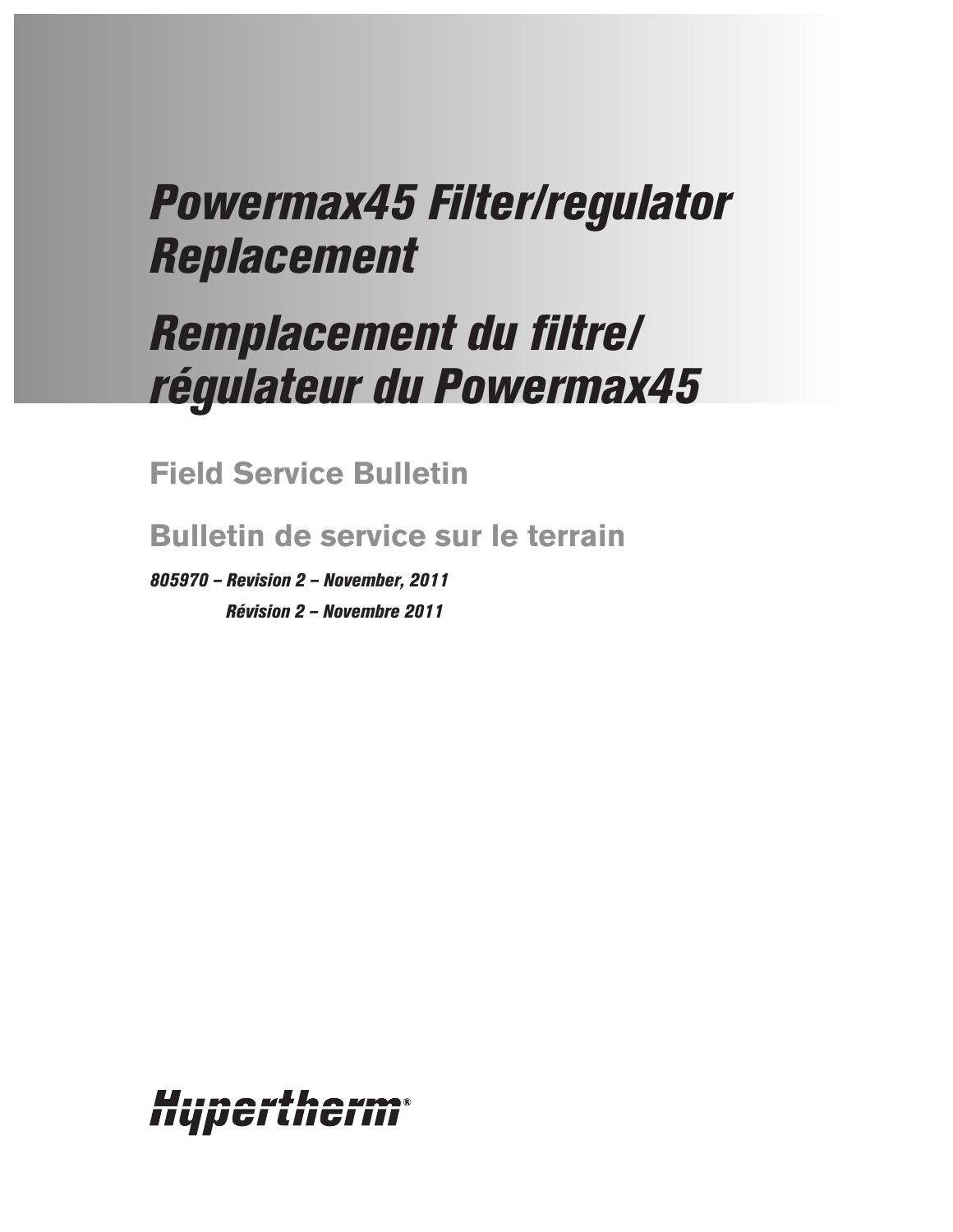# Powermax45 Filter/regulator Replacement

# Remplacement du filtre/ régulateur du Powermax45

## Field Service Bulletin

## Bulletin de service sur le terrain

*805970 – Revision 2 – November, 2011*

*Révision 2 – Novembre 2011*

Hypertherm®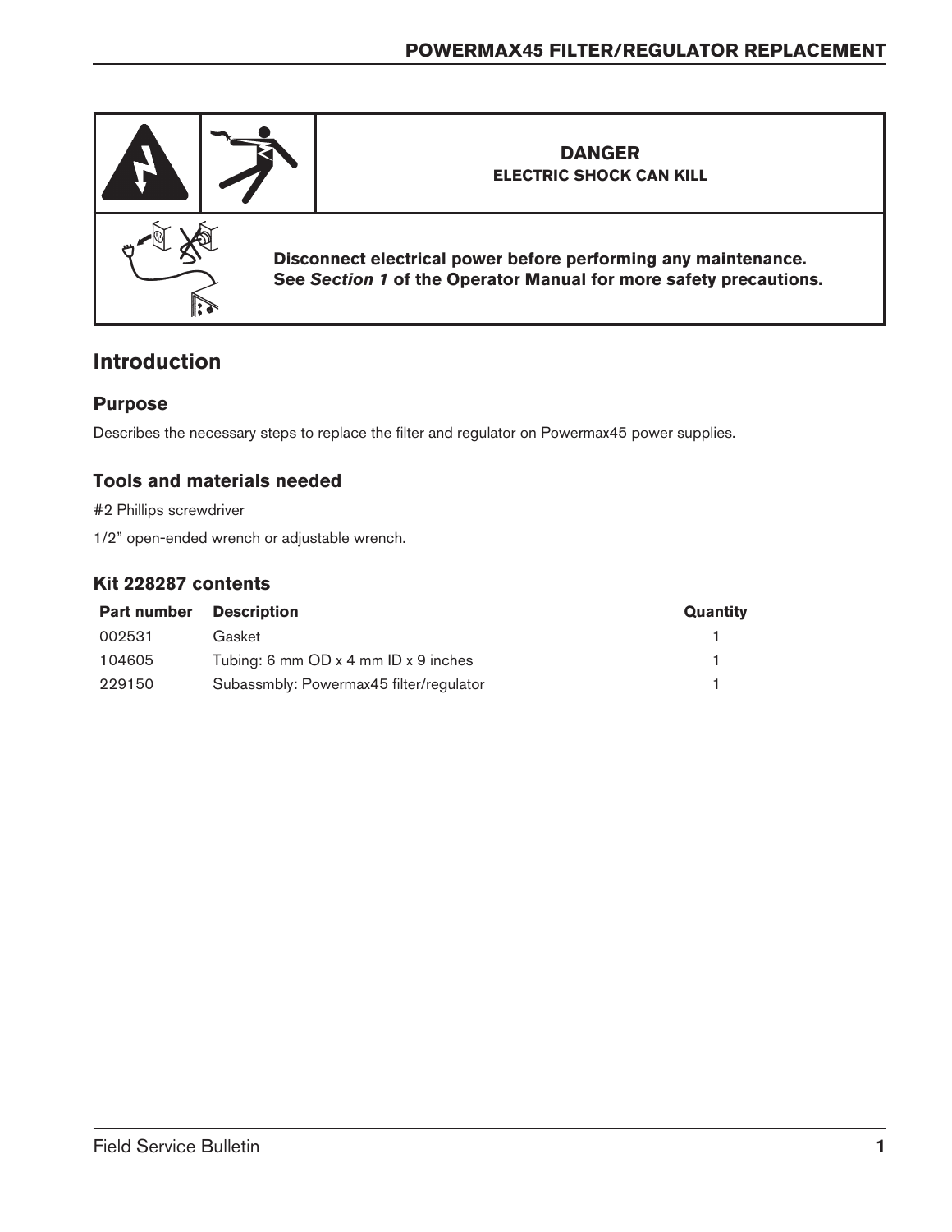**DANGER**
**ELECTRIC SHOCK CAN KILL**

**Disconnect electrical power before performing any maintenance.**
**See *Section 1* of the Operator Manual for more safety precautions.**

## Introduction

### Purpose

Describes the necessary steps to replace the filter and regulator on Powermax45 power supplies.

### Tools and materials needed

#2 Phillips screwdriver

1/2" open-ended wrench or adjustable wrench.

### Kit 228287 contents

| Part number | Description | Quantity |
|---|---|---|
| 002531 | Gasket | 1 |
| 104605 | Tubing: 6 mm OD x 4 mm ID x 9 inches | 1 |
| 229150 | Subassmbly: Powermax45 filter/regulator | 1 |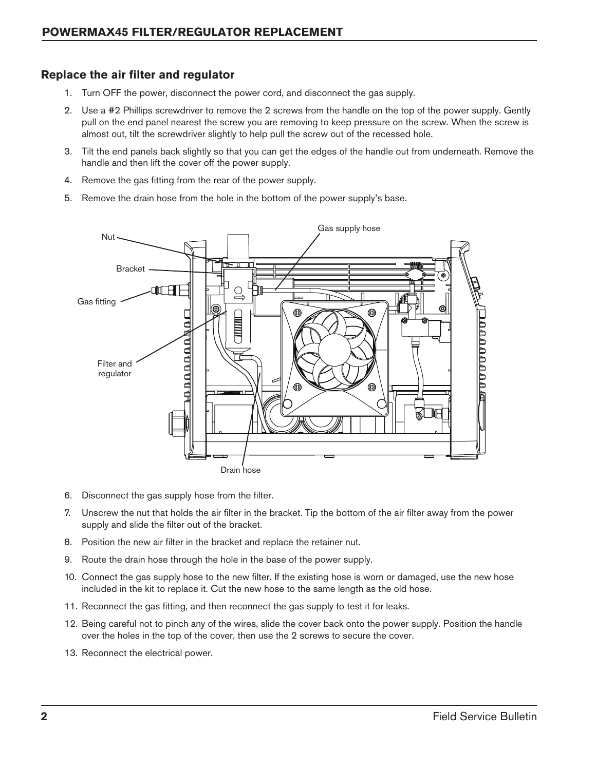## Replace the air filter and regulator

1. Turn OFF the power, disconnect the power cord, and disconnect the gas supply.
2. Use a #2 Phillips screwdriver to remove the 2 screws from the handle on the top of the power supply. Gently pull on the end panel nearest the screw you are removing to keep pressure on the screw. When the screw is almost out, tilt the screwdriver slightly to help pull the screw out of the recessed hole.
3. Tilt the end panels back slightly so that you can get the edges of the handle out from underneath. Remove the handle and then lift the cover off the power supply.
4. Remove the gas fitting from the rear of the power supply.
5. Remove the drain hose from the hole in the bottom of the power supply's base.

Nut

Bracket

Gas fitting

Filter and regulator

Gas supply hose

Drain hose

6. Disconnect the gas supply hose from the filter.
7. Unscrew the nut that holds the air filter in the bracket. Tip the bottom of the air filter away from the power supply and slide the filter out of the bracket.
8. Position the new air filter in the bracket and replace the retainer nut.
9. Route the drain hose through the hole in the base of the power supply.
10. Connect the gas supply hose to the new filter. If the existing hose is worn or damaged, use the new hose included in the kit to replace it. Cut the new hose to the same length as the old hose.
11. Reconnect the gas fitting, and then reconnect the gas supply to test it for leaks.
12. Being careful not to pinch any of the wires, slide the cover back onto the power supply. Position the handle over the holes in the top of the cover, then use the 2 screws to secure the cover.
13. Reconnect the electrical power.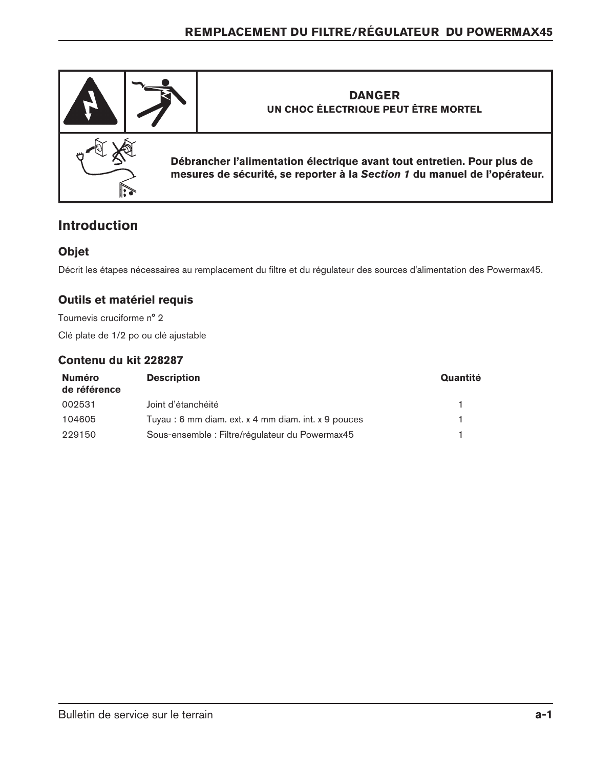**DANGER**

**UN CHOC ÉLECTRIQUE PEUT ÊTRE MORTEL**

**Débrancher l'alimentation électrique avant tout entretien. Pour plus de mesures de sécurité, se reporter à la *Section 1* du manuel de l'opérateur.**

## Introduction

### Objet

Décrit les étapes nécessaires au remplacement du filtre et du régulateur des sources d'alimentation des Powermax45.

### Outils et matériel requis

Tournevis cruciforme n° 2

Clé plate de 1/2 po ou clé ajustable

### Contenu du kit 228287

| Numéro de référence | Description | Quantité |
|---|---|---|
| 002531 | Joint d'étanchéité | 1 |
| 104605 | Tuyau : 6 mm diam. ext. x 4 mm diam. int. x 9 pouces | 1 |
| 229150 | Sous-ensemble : Filtre/régulateur du Powermax45 | 1 |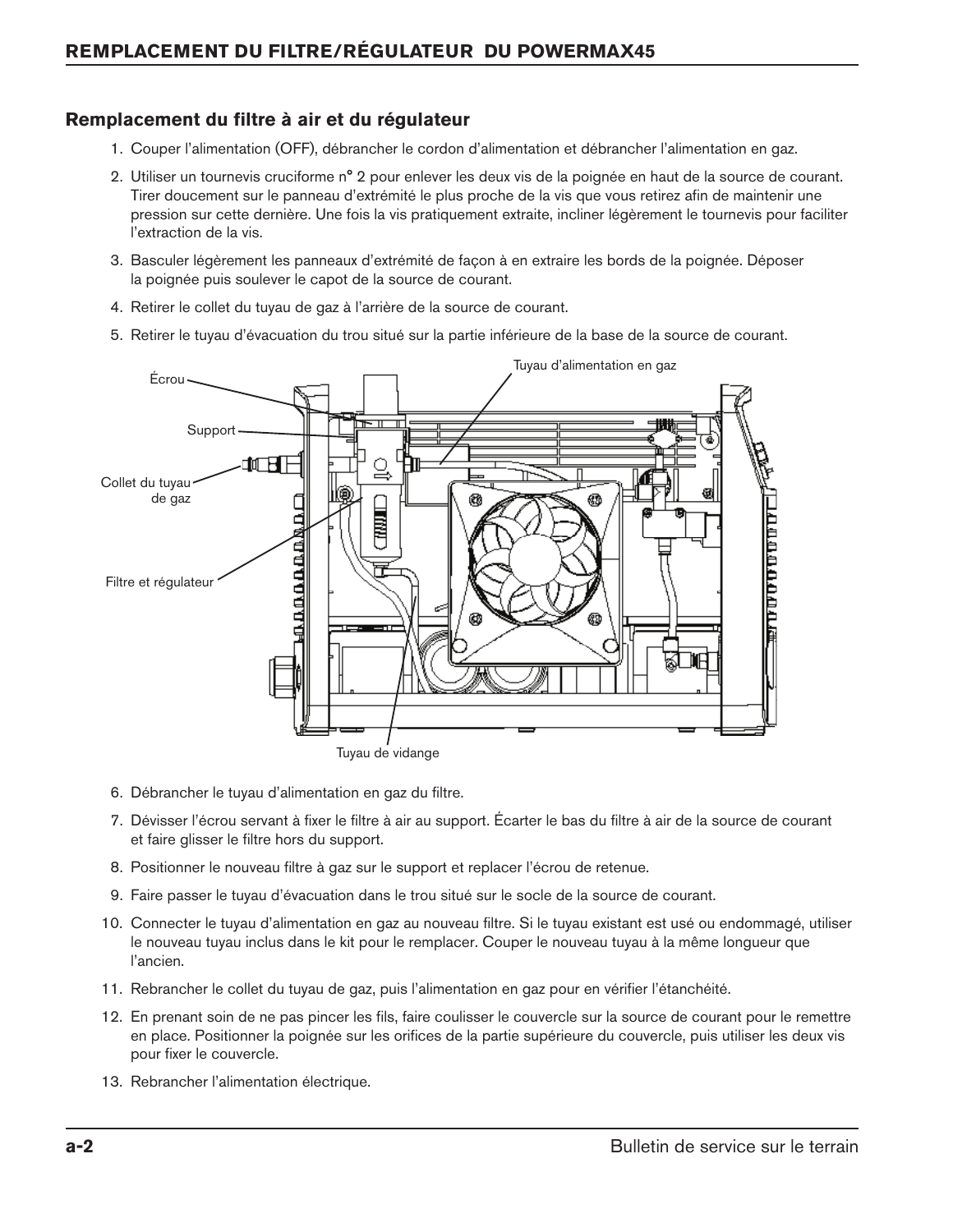## Remplacement du filtre à air et du régulateur

1. Couper l'alimentation (OFF), débrancher le cordon d'alimentation et débrancher l'alimentation en gaz.
2. Utiliser un tournevis cruciforme n° 2 pour enlever les deux vis de la poignée en haut de la source de courant. Tirer doucement sur le panneau d'extrémité le plus proche de la vis que vous retirez afin de maintenir une pression sur cette dernière. Une fois la vis pratiquement extraite, incliner légèrement le tournevis pour faciliter l'extraction de la vis.
3. Basculer légèrement les panneaux d'extrémité de façon à en extraire les bords de la poignée. Déposer la poignée puis soulever le capot de la source de courant.
4. Retirer le collet du tuyau de gaz à l'arrière de la source de courant.
5. Retirer le tuyau d'évacuation du trou situé sur la partie inférieure de la base de la source de courant.

Écrou
Support
Collet du tuyau de gaz
Filtre et régulateur
Tuyau d'alimentation en gaz
Tuyau de vidange

6. Débrancher le tuyau d'alimentation en gaz du filtre.
7. Dévisser l'écrou servant à fixer le filtre à air au support. Écarter le bas du filtre à air de la source de courant et faire glisser le filtre hors du support.
8. Positionner le nouveau filtre à gaz sur le support et replacer l'écrou de retenue.
9. Faire passer le tuyau d'évacuation dans le trou situé sur le socle de la source de courant.
10. Connecter le tuyau d'alimentation en gaz au nouveau filtre. Si le tuyau existant est usé ou endommagé, utiliser le nouveau tuyau inclus dans le kit pour le remplacer. Couper le nouveau tuyau à la même longueur que l'ancien.
11. Rebrancher le collet du tuyau de gaz, puis l'alimentation en gaz pour en vérifier l'étanchéité.
12. En prenant soin de ne pas pincer les fils, faire coulisser le couvercle sur la source de courant pour le remettre en place. Positionner la poignée sur les orifices de la partie supérieure du couvercle, puis utiliser les deux vis pour fixer le couvercle.
13. Rebrancher l'alimentation électrique.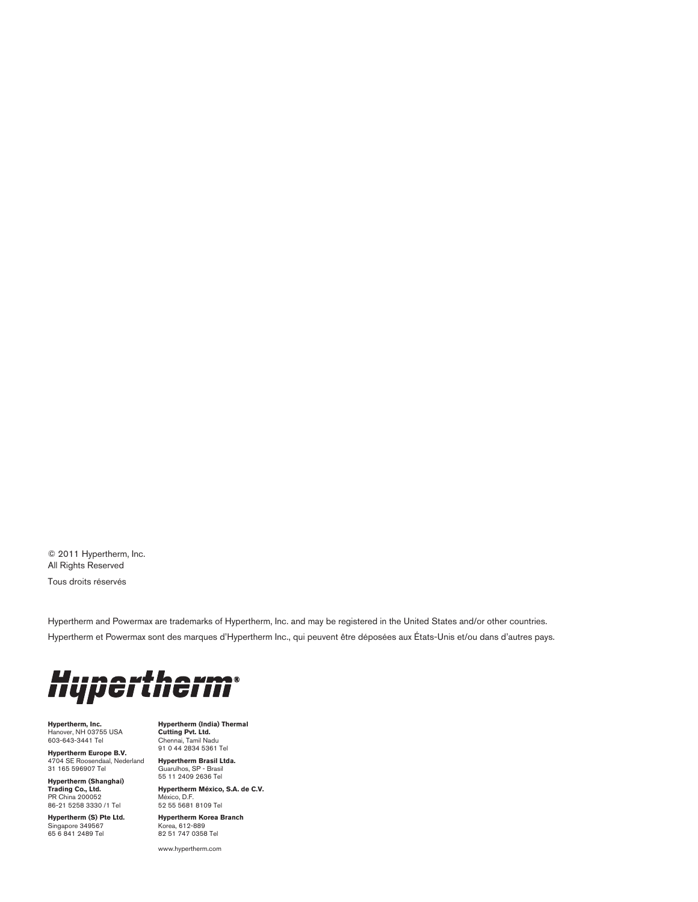© 2011 Hypertherm, Inc.
All Rights Reserved

Tous droits réservés

Hypertherm and Powermax are trademarks of Hypertherm, Inc. and may be registered in the United States and/or other countries.

Hypertherm et Powermax sont des marques d'Hypertherm Inc., qui peuvent être déposées aux États-Unis et/ou dans d'autres pays.

Hypertherm®

**Hypertherm, Inc.**
Hanover, NH 03755 USA
603-643-3441 Tel

**Hypertherm Europe B.V.**
4704 SE Roosendaal, Nederland
31 165 596907 Tel

**Hypertherm (Shanghai) Trading Co., Ltd.**
PR China 200052
86-21 5258 3330 /1 Tel

**Hypertherm (S) Pte Ltd.**
Singapore 349567
65 6 841 2489 Tel

**Hypertherm (India) Thermal Cutting Pvt. Ltd.**
Chennai, Tamil Nadu
91 0 44 2834 5361 Tel

**Hypertherm Brasil Ltda.**
Guarulhos, SP - Brasil
55 11 2409 2636 Tel

**Hypertherm México, S.A. de C.V.**
México, D.F.
52 55 5681 8109 Tel

**Hypertherm Korea Branch**
Korea, 612-889
82 51 747 0358 Tel

www.hypertherm.com